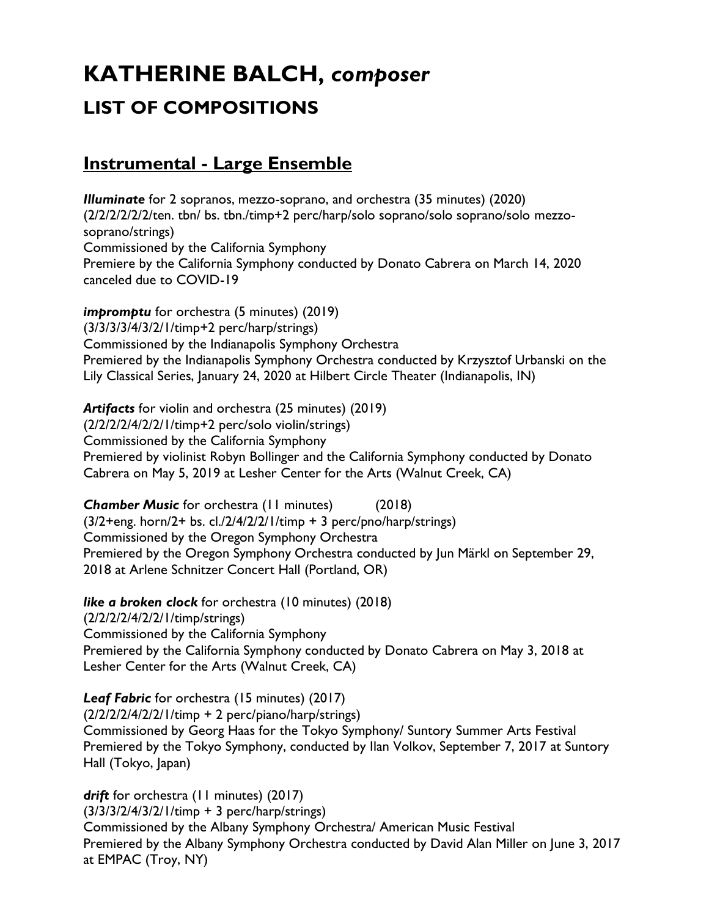# KATHERINE BALCH, *composer*

## LIST OF COMPOSITIONS

## Instrumental - Large Ensemble

***Illuminate*** for 2 sopranos, mezzo-soprano, and orchestra (35 minutes) (2020)
(2/2/2/2/2/2/ten. tbn/ bs. tbn./timp+2 perc/harp/solo soprano/solo soprano/solo mezzo-soprano/strings)
Commissioned by the California Symphony
Premiere by the California Symphony conducted by Donato Cabrera on March 14, 2020 canceled due to COVID-19

***impromptu*** for orchestra (5 minutes) (2019)
(3/3/3/3/4/3/2/1/timp+2 perc/harp/strings)
Commissioned by the Indianapolis Symphony Orchestra
Premiered by the Indianapolis Symphony Orchestra conducted by Krzysztof Urbanski on the Lily Classical Series, January 24, 2020 at Hilbert Circle Theater (Indianapolis, IN)

***Artifacts*** for violin and orchestra (25 minutes) (2019)
(2/2/2/2/4/2/2/1/timp+2 perc/solo violin/strings)
Commissioned by the California Symphony
Premiered by violinist Robyn Bollinger and the California Symphony conducted by Donato Cabrera on May 5, 2019 at Lesher Center for the Arts (Walnut Creek, CA)

***Chamber Music*** for orchestra (11 minutes) (2018)
(3/2+eng. horn/2+ bs. cl./2/4/2/2/1/timp + 3 perc/pno/harp/strings)
Commissioned by the Oregon Symphony Orchestra
Premiered by the Oregon Symphony Orchestra conducted by Jun Märkl on September 29, 2018 at Arlene Schnitzer Concert Hall (Portland, OR)

***like a broken clock*** for orchestra (10 minutes) (2018)
(2/2/2/2/4/2/2/1/timp/strings)
Commissioned by the California Symphony
Premiered by the California Symphony conducted by Donato Cabrera on May 3, 2018 at Lesher Center for the Arts (Walnut Creek, CA)

***Leaf Fabric*** for orchestra (15 minutes) (2017)
(2/2/2/2/4/2/2/1/timp + 2 perc/piano/harp/strings)
Commissioned by Georg Haas for the Tokyo Symphony/ Suntory Summer Arts Festival
Premiered by the Tokyo Symphony, conducted by Ilan Volkov, September 7, 2017 at Suntory Hall (Tokyo, Japan)

***drift*** for orchestra (11 minutes) (2017)
(3/3/3/2/4/3/2/1/timp + 3 perc/harp/strings)
Commissioned by the Albany Symphony Orchestra/ American Music Festival
Premiered by the Albany Symphony Orchestra conducted by David Alan Miller on June 3, 2017 at EMPAC (Troy, NY)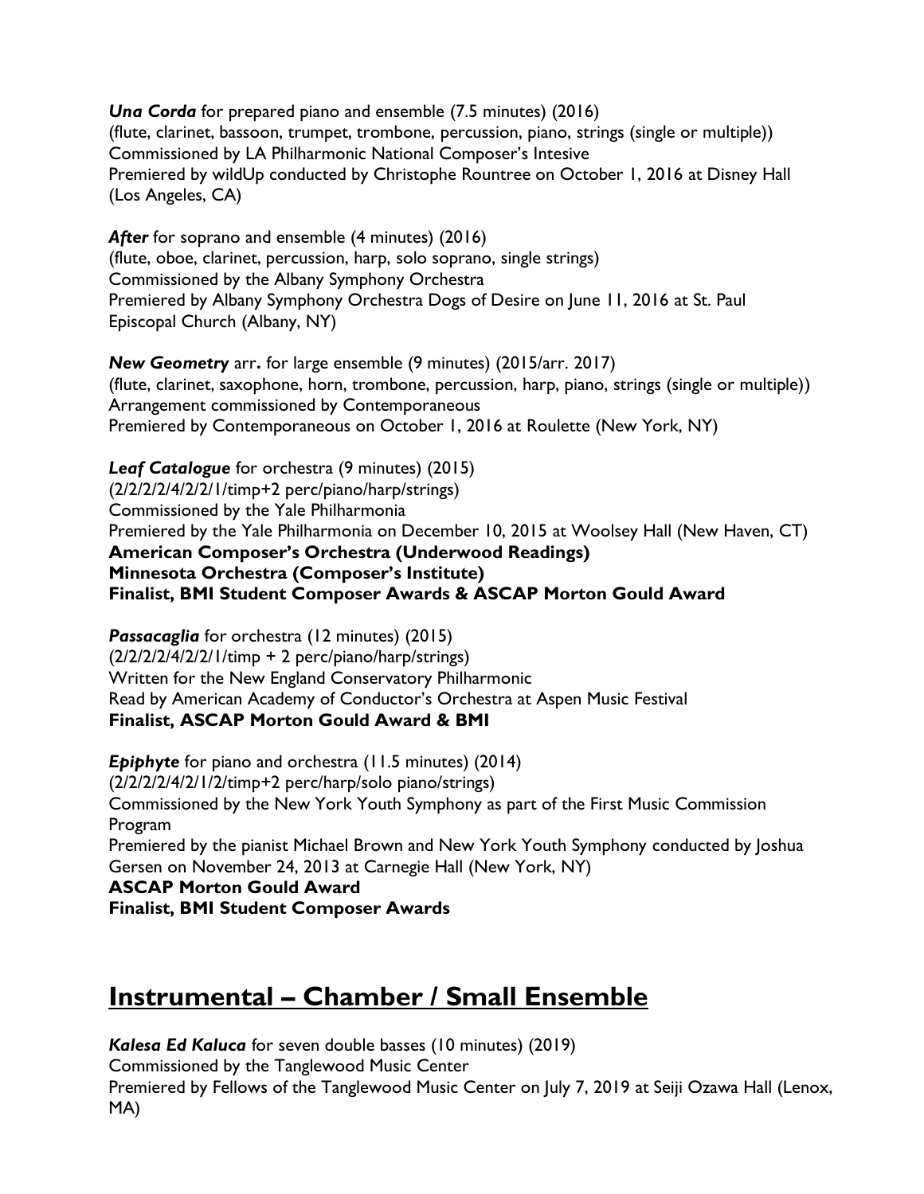***Una Corda*** for prepared piano and ensemble (7.5 minutes) (2016)
(flute, clarinet, bassoon, trumpet, trombone, percussion, piano, strings (single or multiple))
Commissioned by LA Philharmonic National Composer's Intesive
Premiered by wildUp conducted by Christophe Rountree on October 1, 2016 at Disney Hall (Los Angeles, CA)

***After*** for soprano and ensemble (4 minutes) (2016)
(flute, oboe, clarinet, percussion, harp, solo soprano, single strings)
Commissioned by the Albany Symphony Orchestra
Premiered by Albany Symphony Orchestra Dogs of Desire on June 11, 2016 at St. Paul Episcopal Church (Albany, NY)

***New Geometry*** arr**.** for large ensemble (9 minutes) (2015/arr. 2017)
(flute, clarinet, saxophone, horn, trombone, percussion, harp, piano, strings (single or multiple))
Arrangement commissioned by Contemporaneous
Premiered by Contemporaneous on October 1, 2016 at Roulette (New York, NY)

***Leaf Catalogue*** for orchestra (9 minutes) (2015)
(2/2/2/2/4/2/2/1/timp+2 perc/piano/harp/strings)
Commissioned by the Yale Philharmonia
Premiered by the Yale Philharmonia on December 10, 2015 at Woolsey Hall (New Haven, CT)
**American Composer's Orchestra (Underwood Readings)**
**Minnesota Orchestra (Composer's Institute)**
**Finalist, BMI Student Composer Awards & ASCAP Morton Gould Award**

***Passacaglia*** for orchestra (12 minutes) (2015)
(2/2/2/2/4/2/2/1/timp + 2 perc/piano/harp/strings)
Written for the New England Conservatory Philharmonic
Read by American Academy of Conductor's Orchestra at Aspen Music Festival
**Finalist, ASCAP Morton Gould Award & BMI**

***Epiphyte*** for piano and orchestra (11.5 minutes) (2014)
(2/2/2/2/4/2/1/2/timp+2 perc/harp/solo piano/strings)
Commissioned by the New York Youth Symphony as part of the First Music Commission Program
Premiered by the pianist Michael Brown and New York Youth Symphony conducted by Joshua Gersen on November 24, 2013 at Carnegie Hall (New York, NY)
**ASCAP Morton Gould Award**
**Finalist, BMI Student Composer Awards**

## Instrumental – Chamber / Small Ensemble

***Kalesa Ed Kaluca*** for seven double basses (10 minutes) (2019)
Commissioned by the Tanglewood Music Center
Premiered by Fellows of the Tanglewood Music Center on July 7, 2019 at Seiji Ozawa Hall (Lenox, MA)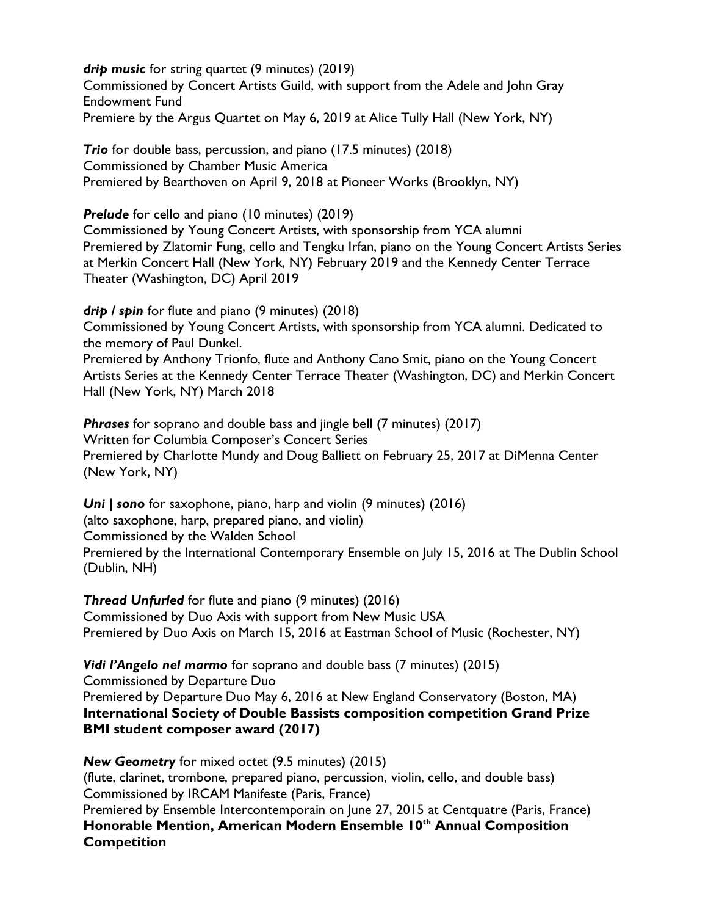***drip music*** for string quartet (9 minutes) (2019)
Commissioned by Concert Artists Guild, with support from the Adele and John Gray Endowment Fund
Premiere by the Argus Quartet on May 6, 2019 at Alice Tully Hall (New York, NY)

***Trio*** for double bass, percussion, and piano (17.5 minutes) (2018)
Commissioned by Chamber Music America
Premiered by Bearthoven on April 9, 2018 at Pioneer Works (Brooklyn, NY)

***Prelude*** for cello and piano (10 minutes) (2019)
Commissioned by Young Concert Artists, with sponsorship from YCA alumni
Premiered by Zlatomir Fung, cello and Tengku Irfan, piano on the Young Concert Artists Series at Merkin Concert Hall (New York, NY) February 2019 and the Kennedy Center Terrace Theater (Washington, DC) April 2019

***drip / spin*** for flute and piano (9 minutes) (2018)
Commissioned by Young Concert Artists, with sponsorship from YCA alumni. Dedicated to the memory of Paul Dunkel.
Premiered by Anthony Trionfo, flute and Anthony Cano Smit, piano on the Young Concert Artists Series at the Kennedy Center Terrace Theater (Washington, DC) and Merkin Concert Hall (New York, NY) March 2018

***Phrases*** for soprano and double bass and jingle bell (7 minutes) (2017)
Written for Columbia Composer's Concert Series
Premiered by Charlotte Mundy and Doug Balliett on February 25, 2017 at DiMenna Center (New York, NY)

***Uni | sono*** for saxophone, piano, harp and violin (9 minutes) (2016)
(alto saxophone, harp, prepared piano, and violin)
Commissioned by the Walden School
Premiered by the International Contemporary Ensemble on July 15, 2016 at The Dublin School (Dublin, NH)

***Thread Unfurled*** for flute and piano (9 minutes) (2016)
Commissioned by Duo Axis with support from New Music USA
Premiered by Duo Axis on March 15, 2016 at Eastman School of Music (Rochester, NY)

***Vidi l'Angelo nel marmo*** for soprano and double bass (7 minutes) (2015)
Commissioned by Departure Duo
Premiered by Departure Duo May 6, 2016 at New England Conservatory (Boston, MA)
**International Society of Double Bassists composition competition Grand Prize**
**BMI student composer award (2017)**

***New Geometry*** for mixed octet (9.5 minutes) (2015)
(flute, clarinet, trombone, prepared piano, percussion, violin, cello, and double bass)
Commissioned by IRCAM Manifeste (Paris, France)
Premiered by Ensemble Intercontemporain on June 27, 2015 at Centquatre (Paris, France)
**Honorable Mention, American Modern Ensemble 10th Annual Composition Competition**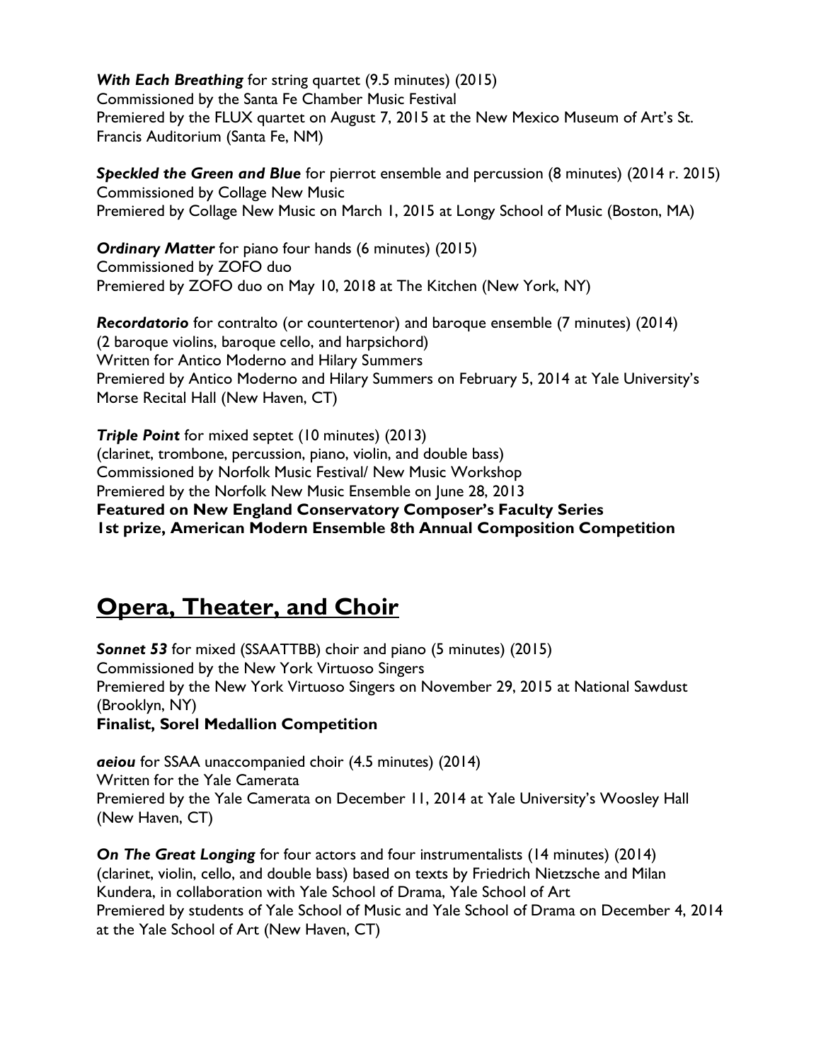***With Each Breathing*** for string quartet (9.5 minutes) (2015)
Commissioned by the Santa Fe Chamber Music Festival
Premiered by the FLUX quartet on August 7, 2015 at the New Mexico Museum of Art's St. Francis Auditorium (Santa Fe, NM)

***Speckled the Green and Blue*** for pierrot ensemble and percussion (8 minutes) (2014 r. 2015)
Commissioned by Collage New Music
Premiered by Collage New Music on March 1, 2015 at Longy School of Music (Boston, MA)

***Ordinary Matter*** for piano four hands (6 minutes) (2015)
Commissioned by ZOFO duo
Premiered by ZOFO duo on May 10, 2018 at The Kitchen (New York, NY)

***Recordatorio*** for contralto (or countertenor) and baroque ensemble (7 minutes) (2014)
(2 baroque violins, baroque cello, and harpsichord)
Written for Antico Moderno and Hilary Summers
Premiered by Antico Moderno and Hilary Summers on February 5, 2014 at Yale University's Morse Recital Hall (New Haven, CT)

***Triple Point*** for mixed septet (10 minutes) (2013)
(clarinet, trombone, percussion, piano, violin, and double bass)
Commissioned by Norfolk Music Festival/ New Music Workshop
Premiered by the Norfolk New Music Ensemble on June 28, 2013
**Featured on New England Conservatory Composer's Faculty Series**
**1st prize, American Modern Ensemble 8th Annual Composition Competition**

## Opera, Theater, and Choir

***Sonnet 53*** for mixed (SSAATTBB) choir and piano (5 minutes) (2015)
Commissioned by the New York Virtuoso Singers
Premiered by the New York Virtuoso Singers on November 29, 2015 at National Sawdust (Brooklyn, NY)
**Finalist, Sorel Medallion Competition**

***aeiou*** for SSAA unaccompanied choir (4.5 minutes) (2014)
Written for the Yale Camerata
Premiered by the Yale Camerata on December 11, 2014 at Yale University's Woosley Hall (New Haven, CT)

***On The Great Longing*** for four actors and four instrumentalists (14 minutes) (2014)
(clarinet, violin, cello, and double bass) based on texts by Friedrich Nietzsche and Milan Kundera, in collaboration with Yale School of Drama, Yale School of Art
Premiered by students of Yale School of Music and Yale School of Drama on December 4, 2014 at the Yale School of Art (New Haven, CT)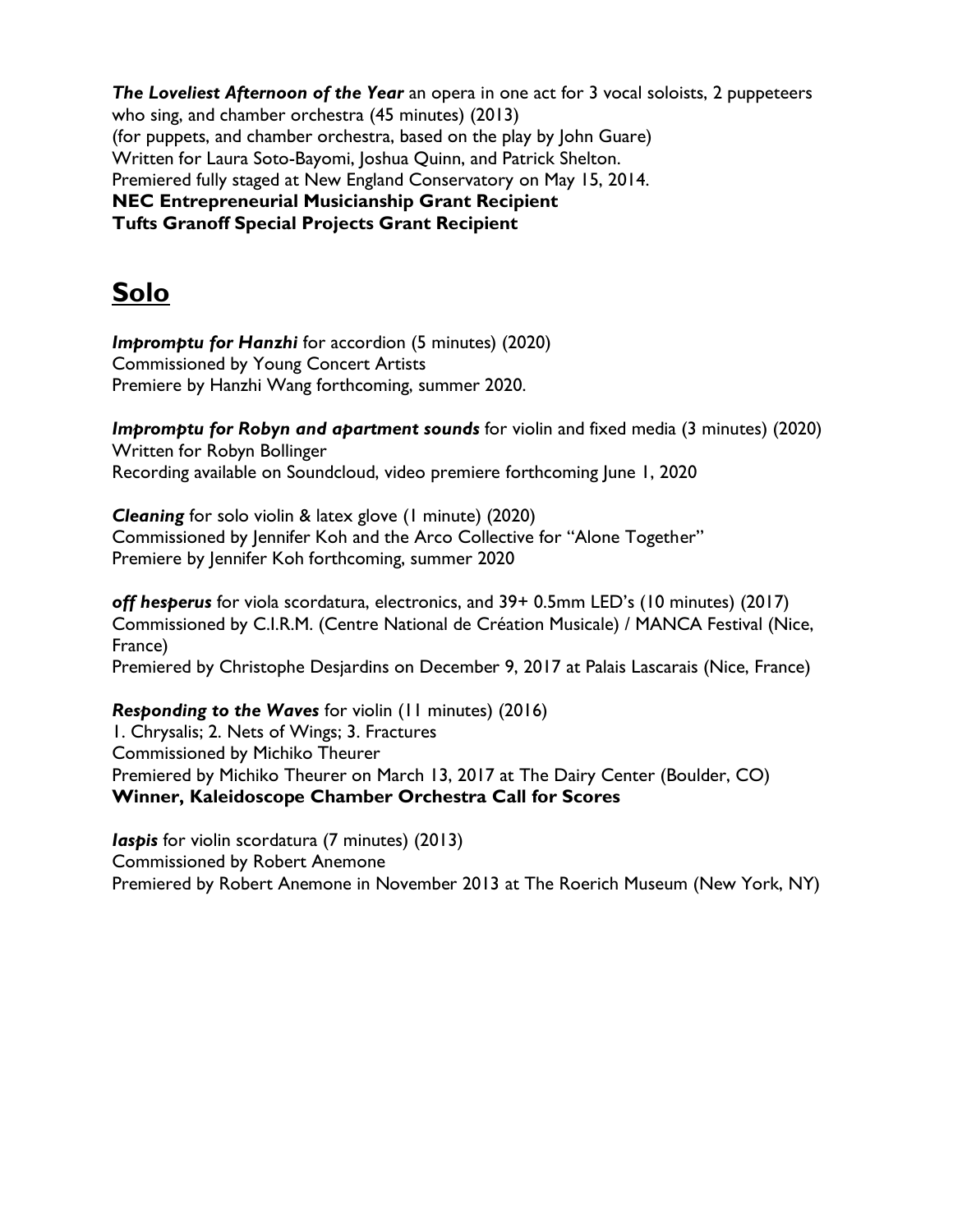***The Loveliest Afternoon of the Year*** an opera in one act for 3 vocal soloists, 2 puppeteers who sing, and chamber orchestra (45 minutes) (2013)
(for puppets, and chamber orchestra, based on the play by John Guare)
Written for Laura Soto-Bayomi, Joshua Quinn, and Patrick Shelton.
Premiered fully staged at New England Conservatory on May 15, 2014.
**NEC Entrepreneurial Musicianship Grant Recipient**
**Tufts Granoff Special Projects Grant Recipient**

# Solo

***Impromptu for Hanzhi*** for accordion (5 minutes) (2020)
Commissioned by Young Concert Artists
Premiere by Hanzhi Wang forthcoming, summer 2020.

***Impromptu for Robyn and apartment sounds*** for violin and fixed media (3 minutes) (2020)
Written for Robyn Bollinger
Recording available on Soundcloud, video premiere forthcoming June 1, 2020

***Cleaning*** for solo violin & latex glove (1 minute) (2020)
Commissioned by Jennifer Koh and the Arco Collective for "Alone Together"
Premiere by Jennifer Koh forthcoming, summer 2020

***off hesperus*** for viola scordatura, electronics, and 39+ 0.5mm LED's (10 minutes) (2017)
Commissioned by C.I.R.M. (Centre National de Création Musicale) / MANCA Festival (Nice, France)
Premiered by Christophe Desjardins on December 9, 2017 at Palais Lascarais (Nice, France)

***Responding to the Waves*** for violin (11 minutes) (2016)
1. Chrysalis; 2. Nets of Wings; 3. Fractures
Commissioned by Michiko Theurer
Premiered by Michiko Theurer on March 13, 2017 at The Dairy Center (Boulder, CO)
**Winner, Kaleidoscope Chamber Orchestra Call for Scores**

***Iaspis*** for violin scordatura (7 minutes) (2013)
Commissioned by Robert Anemone
Premiered by Robert Anemone in November 2013 at The Roerich Museum (New York, NY)